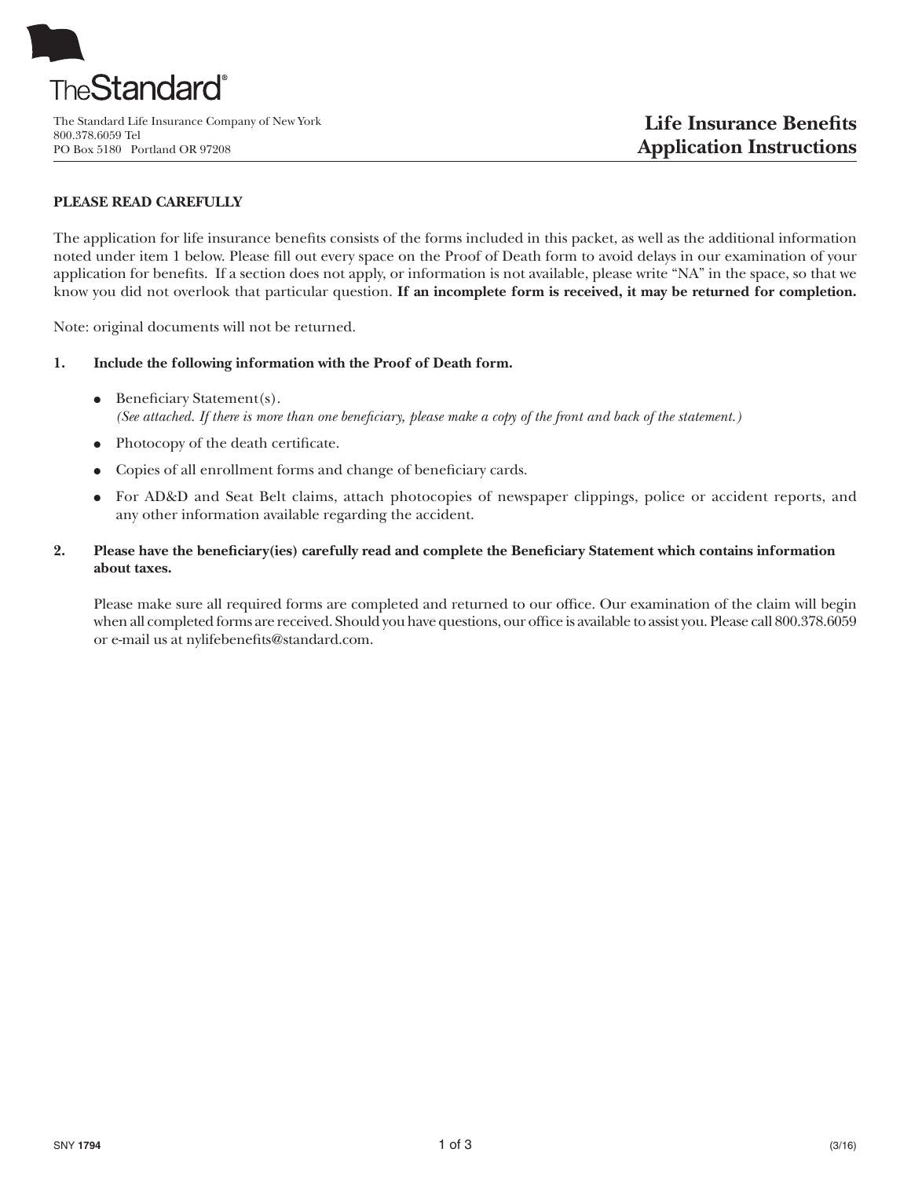The Standard Life Insurance Company of New York
800.378.6059 Tel
PO Box 5180 Portland OR 97208

# Life Insurance Benefits Application Instructions

**PLEASE READ CAREFULLY**

The application for life insurance benefits consists of the forms included in this packet, as well as the additional information noted under item 1 below. Please fill out every space on the Proof of Death form to avoid delays in our examination of your application for benefits. If a section does not apply, or information is not available, please write "NA" in the space, so that we know you did not overlook that particular question. **If an incomplete form is received, it may be returned for completion.**

Note: original documents will not be returned.

1. **Include the following information with the Proof of Death form.**
   - Beneficiary Statement(s).
     *(See attached. If there is more than one beneficiary, please make a copy of the front and back of the statement.)*
   - Photocopy of the death certificate.
   - Copies of all enrollment forms and change of beneficiary cards.
   - For AD&D and Seat Belt claims, attach photocopies of newspaper clippings, police or accident reports, and any other information available regarding the accident.

2. **Please have the beneficiary(ies) carefully read and complete the Beneficiary Statement which contains information about taxes.**

   Please make sure all required forms are completed and returned to our office. Our examination of the claim will begin when all completed forms are received. Should you have questions, our office is available to assist you. Please call 800.378.6059 or e-mail us at nylifebenefits@standard.com.

SNY **1794** (3/16)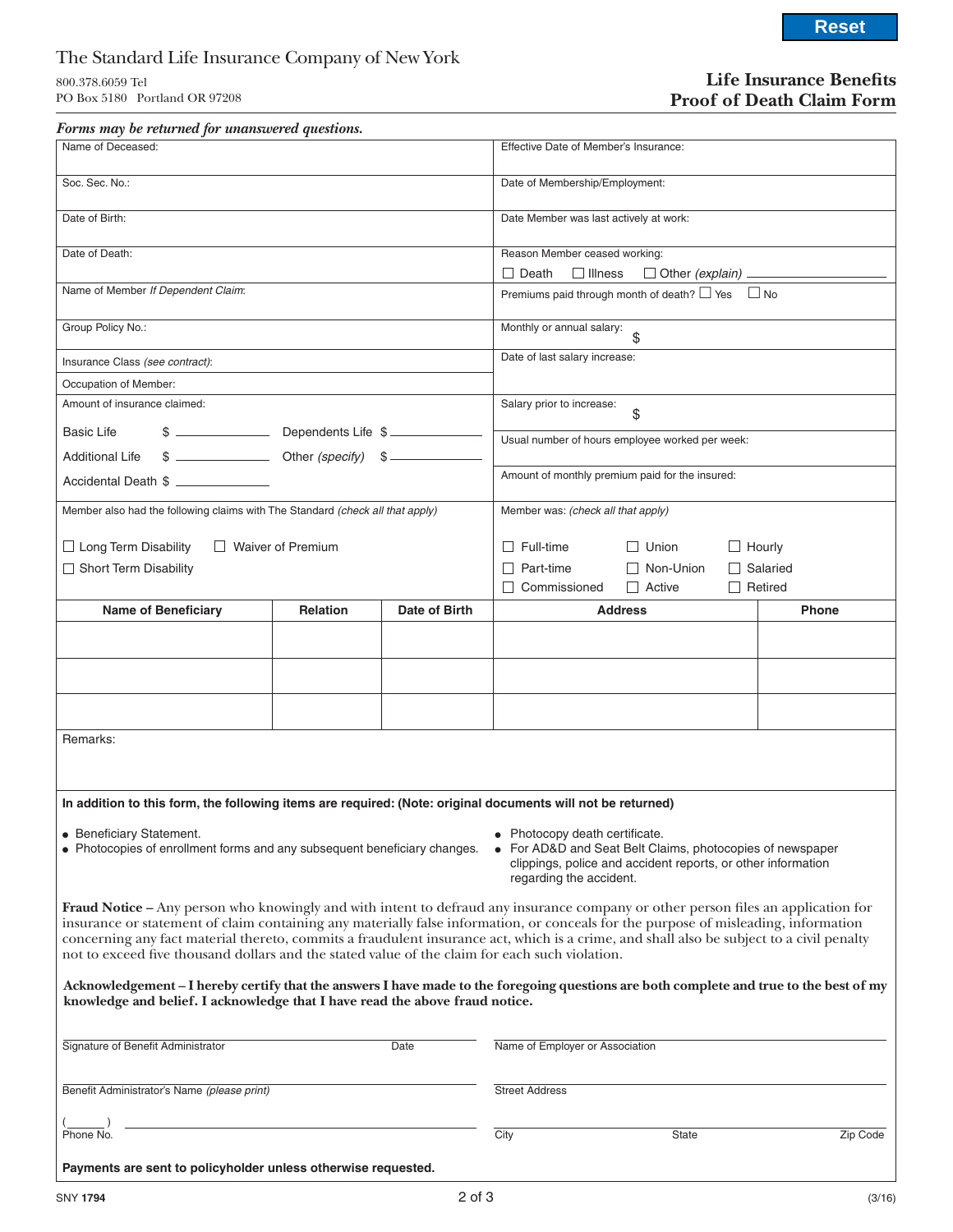Reset

The Standard Life Insurance Company of New York

800.378.6059 Tel
PO Box 5180 Portland OR 97208

# Life Insurance Benefits
# Proof of Death Claim Form

*Forms may be returned for unanswered questions.*

| | |
|---|---|
| Name of Deceased: | Effective Date of Member's Insurance: |
| Soc. Sec. No.: | Date of Membership/Employment: |
| Date of Birth: | Date Member was last actively at work: |
| Date of Death: | Reason Member ceased working: ☐ Death ☐ Illness ☐ Other *(explain)* ______________ |
| Name of Member *If Dependent Claim*: | Premiums paid through month of death? ☐ Yes ☐ No |
| Group Policy No.: | Monthly or annual salary: $ |
| Insurance Class *(see contract)*: | Date of last salary increase: |
| Occupation of Member: | |
| Amount of insurance claimed:<br>Basic Life $ __________ Dependents Life $ __________<br>Additional Life $ __________ Other *(specify)* $ __________<br>Accidental Death $ __________ | Salary prior to increase: $<br>Usual number of hours employee worked per week:<br>Amount of monthly premium paid for the insured: |
| Member also had the following claims with The Standard *(check all that apply)*<br>☐ Long Term Disability ☐ Waiver of Premium<br>☐ Short Term Disability | Member was: *(check all that apply)*<br>☐ Full-time ☐ Union ☐ Hourly<br>☐ Part-time ☐ Non-Union ☐ Salaried<br>☐ Commissioned ☐ Active ☐ Retired |

| Name of Beneficiary | Relation | Date of Birth | Address | Phone |
|---|---|---|---|---|
| | | | | |
| | | | | |
| | | | | |

Remarks:

**In addition to this form, the following items are required: (Note: original documents will not be returned)**

- Beneficiary Statement.
- Photocopies of enrollment forms and any subsequent beneficiary changes.
- Photocopy death certificate.
- For AD&D and Seat Belt Claims, photocopies of newspaper clippings, police and accident reports, or other information regarding the accident.

**Fraud Notice –** Any person who knowingly and with intent to defraud any insurance company or other person files an application for insurance or statement of claim containing any materially false information, or conceals for the purpose of misleading, information concerning any fact material thereto, commits a fraudulent insurance act, which is a crime, and shall also be subject to a civil penalty not to exceed five thousand dollars and the stated value of the claim for each such violation.

**Acknowledgement – I hereby certify that the answers I have made to the foregoing questions are both complete and true to the best of my knowledge and belief. I acknowledge that I have read the above fraud notice.**

______________________________ ____________
Signature of Benefit Administrator Date

______________________________
Benefit Administrator's Name *(please print)*

(______) ______________________________
Phone No.

______________________________
Name of Employer or Association

______________________________
Street Address

______________________________
City State Zip Code

**Payments are sent to policyholder unless otherwise requested.**

SNY **1794** (3/16)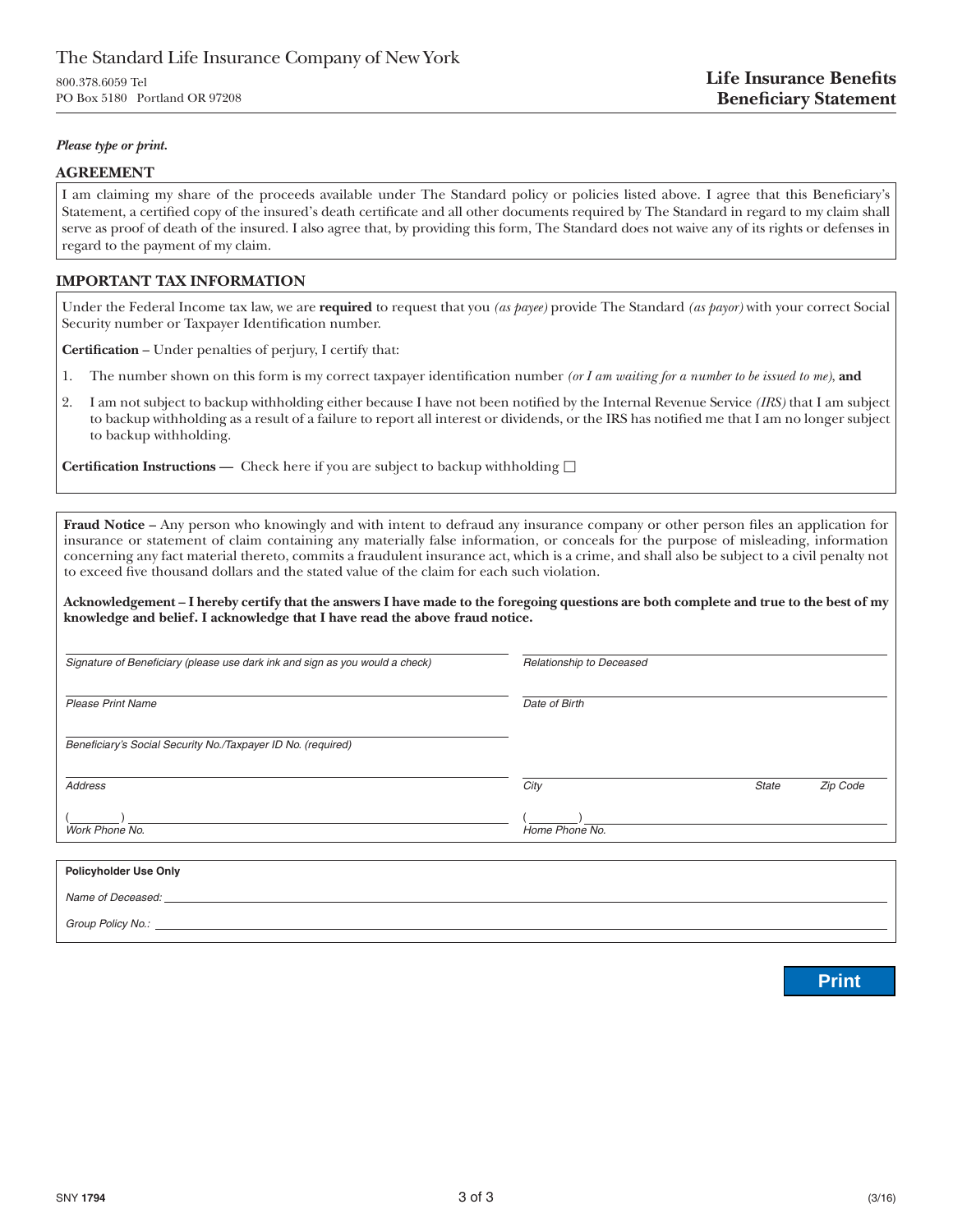The Standard Life Insurance Company of New York

800.378.6059 Tel
PO Box 5180 Portland OR 97208

# Life Insurance Benefits Beneficiary Statement

*Please type or print.*

## AGREEMENT

I am claiming my share of the proceeds available under The Standard policy or policies listed above. I agree that this Beneficiary's Statement, a certified copy of the insured's death certificate and all other documents required by The Standard in regard to my claim shall serve as proof of death of the insured. I also agree that, by providing this form, The Standard does not waive any of its rights or defenses in regard to the payment of my claim.

## IMPORTANT TAX INFORMATION

Under the Federal Income tax law, we are **required** to request that you *(as payee)* provide The Standard *(as payor)* with your correct Social Security number or Taxpayer Identification number.

**Certification** – Under penalties of perjury, I certify that:

1. The number shown on this form is my correct taxpayer identification number *(or I am waiting for a number to be issued to me)*, **and**
2. I am not subject to backup withholding either because I have not been notified by the Internal Revenue Service *(IRS)* that I am subject to backup withholding as a result of a failure to report all interest or dividends, or the IRS has notified me that I am no longer subject to backup withholding.

**Certification Instructions —** Check here if you are subject to backup withholding ☐

**Fraud Notice** – Any person who knowingly and with intent to defraud any insurance company or other person files an application for insurance or statement of claim containing any materially false information, or conceals for the purpose of misleading, information concerning any fact material thereto, commits a fraudulent insurance act, which is a crime, and shall also be subject to a civil penalty not to exceed five thousand dollars and the stated value of the claim for each such violation.

**Acknowledgement – I hereby certify that the answers I have made to the foregoing questions are both complete and true to the best of my knowledge and belief. I acknowledge that I have read the above fraud notice.**

*Signature of Beneficiary (please use dark ink and sign as you would a check)*: ______________________

*Relationship to Deceased*: ______________________

*Please Print Name*: ______________________

*Date of Birth*: ______________________

*Beneficiary's Social Security No./Taxpayer ID No. (required)*: ______________________

*Address*: ______________________

*City*: ______________________ *State*: ______ *Zip Code*: ______

*Work Phone No.*: (______) ______________________

*Home Phone No.*: (______) ______________________

**Policyholder Use Only**

*Name of Deceased:* ______________________

*Group Policy No.:* ______________________

Print

SNY **1794** (3/16)